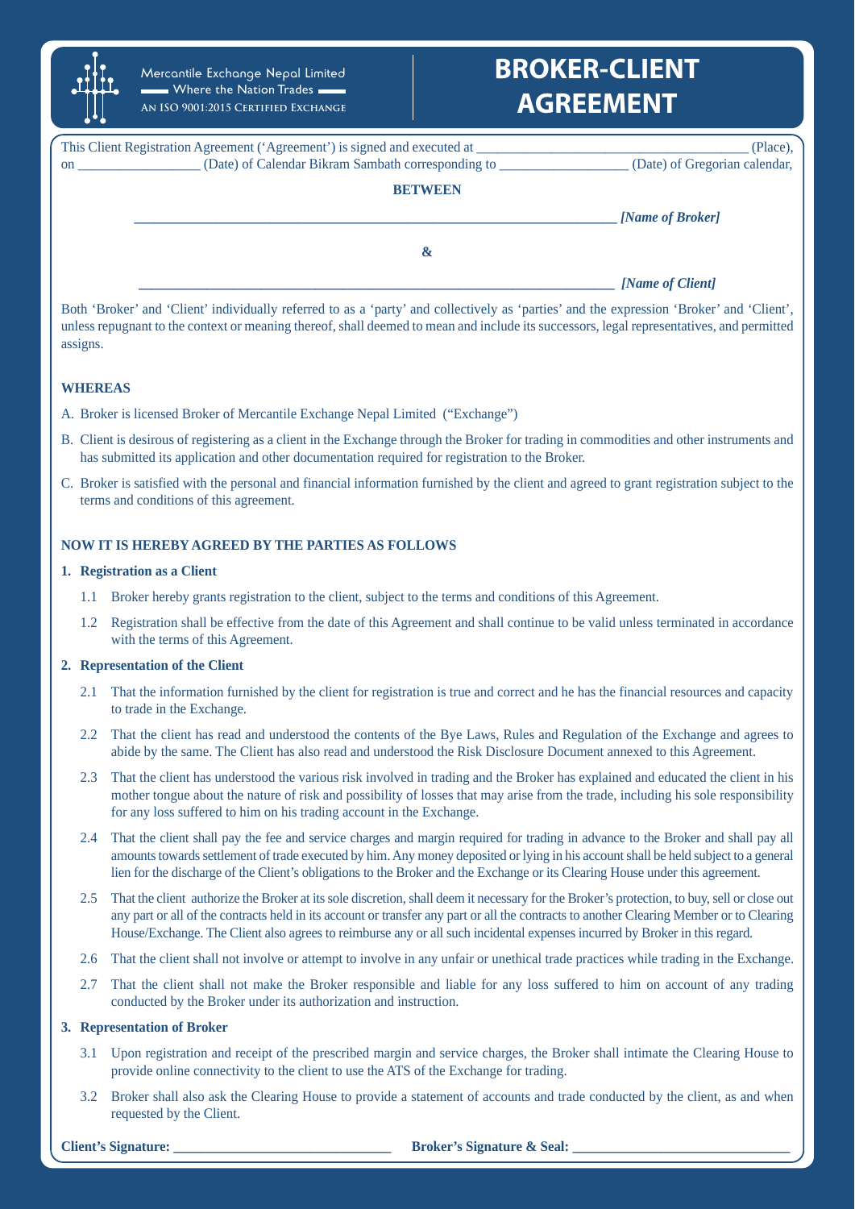Mercantile Exchange Nepal Limited
Where the Nation Trades
An ISO 9001:2015 Certified Exchange

# BROKER-CLIENT AGREEMENT

This Client Registration Agreement ('Agreement') is signed and executed at ______________________________________ (Place), on __________________ (Date) of Calendar Bikram Sambath corresponding to __________________ (Date) of Gregorian calendar,

**BETWEEN**

______________________________________________________________________ ***[Name of Broker]***

**&**

______________________________________________________________________ ***[Name of Client]***

Both 'Broker' and 'Client' individually referred to as a 'party' and collectively as 'parties' and the expression 'Broker' and 'Client', unless repugnant to the context or meaning thereof, shall deemed to mean and include its successors, legal representatives, and permitted assigns.

**WHEREAS**

A. Broker is licensed Broker of Mercantile Exchange Nepal Limited ("Exchange")

B. Client is desirous of registering as a client in the Exchange through the Broker for trading in commodities and other instruments and has submitted its application and other documentation required for registration to the Broker.

C. Broker is satisfied with the personal and financial information furnished by the client and agreed to grant registration subject to the terms and conditions of this agreement.

**NOW IT IS HEREBY AGREED BY THE PARTIES AS FOLLOWS**

**1. Registration as a Client**

1.1 Broker hereby grants registration to the client, subject to the terms and conditions of this Agreement.

1.2 Registration shall be effective from the date of this Agreement and shall continue to be valid unless terminated in accordance with the terms of this Agreement.

**2. Representation of the Client**

2.1 That the information furnished by the client for registration is true and correct and he has the financial resources and capacity to trade in the Exchange.

2.2 That the client has read and understood the contents of the Bye Laws, Rules and Regulation of the Exchange and agrees to abide by the same. The Client has also read and understood the Risk Disclosure Document annexed to this Agreement.

2.3 That the client has understood the various risk involved in trading and the Broker has explained and educated the client in his mother tongue about the nature of risk and possibility of losses that may arise from the trade, including his sole responsibility for any loss suffered to him on his trading account in the Exchange.

2.4 That the client shall pay the fee and service charges and margin required for trading in advance to the Broker and shall pay all amounts towards settlement of trade executed by him. Any money deposited or lying in his account shall be held subject to a general lien for the discharge of the Client's obligations to the Broker and the Exchange or its Clearing House under this agreement.

2.5 That the client authorize the Broker at its sole discretion, shall deem it necessary for the Broker's protection, to buy, sell or close out any part or all of the contracts held in its account or transfer any part or all the contracts to another Clearing Member or to Clearing House/Exchange. The Client also agrees to reimburse any or all such incidental expenses incurred by Broker in this regard.

2.6 That the client shall not involve or attempt to involve in any unfair or unethical trade practices while trading in the Exchange.

2.7 That the client shall not make the Broker responsible and liable for any loss suffered to him on account of any trading conducted by the Broker under its authorization and instruction.

**3. Representation of Broker**

3.1 Upon registration and receipt of the prescribed margin and service charges, the Broker shall intimate the Clearing House to provide online connectivity to the client to use the ATS of the Exchange for trading.

3.2 Broker shall also ask the Clearing House to provide a statement of accounts and trade conducted by the client, as and when requested by the Client.

**Client's Signature:** ______________________________ **Broker's Signature & Seal:** ______________________________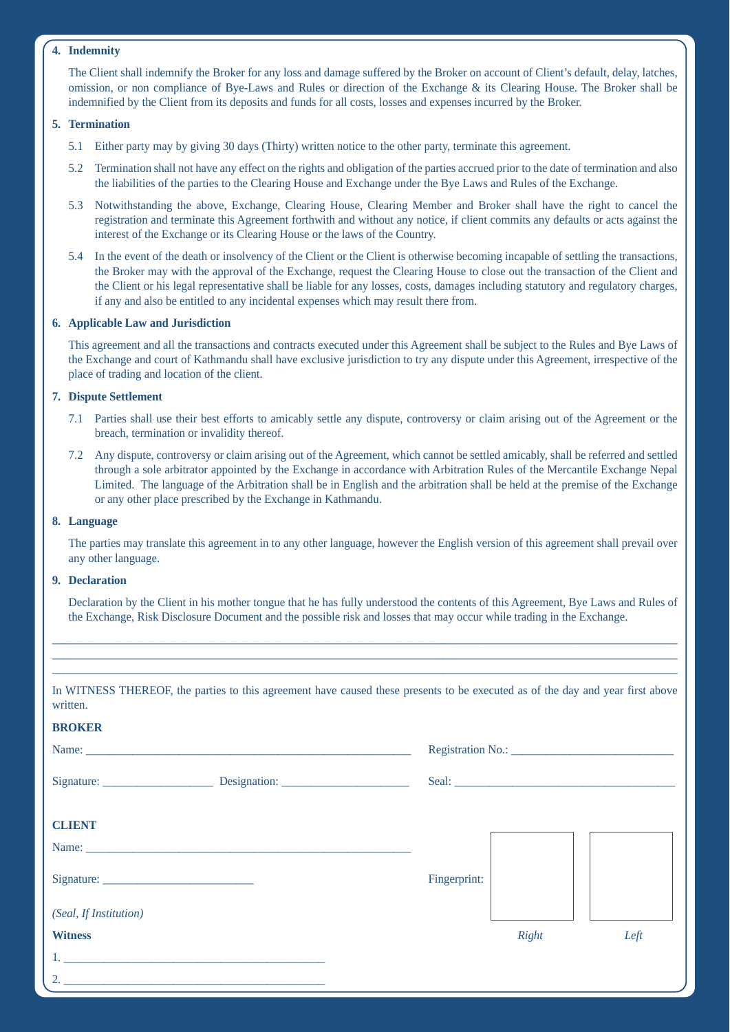**4. Indemnity**

The Client shall indemnify the Broker for any loss and damage suffered by the Broker on account of Client's default, delay, latches, omission, or non compliance of Bye-Laws and Rules or direction of the Exchange & its Clearing House. The Broker shall be indemnified by the Client from its deposits and funds for all costs, losses and expenses incurred by the Broker.

**5. Termination**

5.1 Either party may by giving 30 days (Thirty) written notice to the other party, terminate this agreement.

5.2 Termination shall not have any effect on the rights and obligation of the parties accrued prior to the date of termination and also the liabilities of the parties to the Clearing House and Exchange under the Bye Laws and Rules of the Exchange.

5.3 Notwithstanding the above, Exchange, Clearing House, Clearing Member and Broker shall have the right to cancel the registration and terminate this Agreement forthwith and without any notice, if client commits any defaults or acts against the interest of the Exchange or its Clearing House or the laws of the Country.

5.4 In the event of the death or insolvency of the Client or the Client is otherwise becoming incapable of settling the transactions, the Broker may with the approval of the Exchange, request the Clearing House to close out the transaction of the Client and the Client or his legal representative shall be liable for any losses, costs, damages including statutory and regulatory charges, if any and also be entitled to any incidental expenses which may result there from.

**6. Applicable Law and Jurisdiction**

This agreement and all the transactions and contracts executed under this Agreement shall be subject to the Rules and Bye Laws of the Exchange and court of Kathmandu shall have exclusive jurisdiction to try any dispute under this Agreement, irrespective of the place of trading and location of the client.

**7. Dispute Settlement**

7.1 Parties shall use their best efforts to amicably settle any dispute, controversy or claim arising out of the Agreement or the breach, termination or invalidity thereof.

7.2 Any dispute, controversy or claim arising out of the Agreement, which cannot be settled amicably, shall be referred and settled through a sole arbitrator appointed by the Exchange in accordance with Arbitration Rules of the Mercantile Exchange Nepal Limited. The language of the Arbitration shall be in English and the arbitration shall be held at the premise of the Exchange or any other place prescribed by the Exchange in Kathmandu.

**8. Language**

The parties may translate this agreement in to any other language, however the English version of this agreement shall prevail over any other language.

**9. Declaration**

Declaration by the Client in his mother tongue that he has fully understood the contents of this Agreement, Bye Laws and Rules of the Exchange, Risk Disclosure Document and the possible risk and losses that may occur while trading in the Exchange.

_______________________________________________________________________________

_______________________________________________________________________________

_______________________________________________________________________________

In WITNESS THEREOF, the parties to this agreement have caused these presents to be executed as of the day and year first above written.

**BROKER**

Name: ______________________________ Registration No.: ______________________

Signature: ______________ Designation: ________________ Seal: ______________________________

**CLIENT**

Name: ______________________________

Signature: ____________________ Fingerprint: *Right* *Left*

*(Seal, If Institution)*

**Witness**

1. ________________________________

2. ________________________________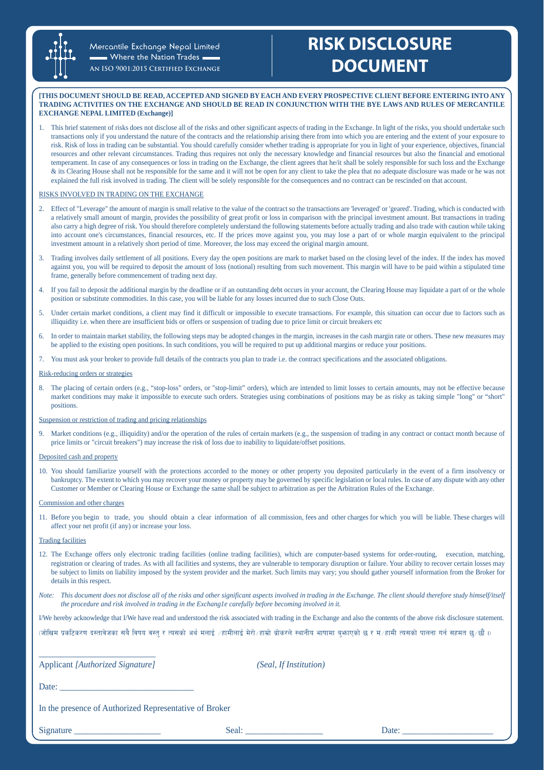Mercantile Exchange Nepal Limited
Where the Nation Trades
AN ISO 9001:2015 CERTIFIED EXCHANGE

# RISK DISCLOSURE DOCUMENT

**[THIS DOCUMENT SHOULD BE READ, ACCEPTED AND SIGNED BY EACH AND EVERY PROSPECTIVE CLIENT BEFORE ENTERING INTO ANY TRADING ACTIVITIES ON THE EXCHANGE AND SHOULD BE READ IN CONJUNCTION WITH THE BYE LAWS AND RULES OF MERCANTILE EXCHANGE NEPAL LIMITED (Exchange)]**

1. This brief statement of risks does not disclose all of the risks and other significant aspects of trading in the Exchange. In light of the risks, you should undertake such transactions only if you understand the nature of the contracts and the relationship arising there from into which you are entering and the extent of your exposure to risk. Risk of loss in trading can be substantial. You should carefully consider whether trading is appropriate for you in light of your experience, objectives, financial resources and other relevant circumstances. Trading thus requires not only the necessary knowledge and financial resources but also the financial and emotional temperament. In case of any consequences or loss in trading on the Exchange, the client agrees that he/it shall be solely responsible for such loss and the Exchange & its Clearing House shall not be responsible for the same and it will not be open for any client to take the plea that no adequate disclosure was made or he was not explained the full risk involved in trading. The client will be solely responsible for the consequences and no contract can be rescinded on that account.

RISKS INVOLVED IN TRADING ON THE EXCHANGE

2. Effect of "Leverage" the amount of margin is small relative to the value of the contract so the transactions are 'leveraged' or 'geared'. Trading, which is conducted with a relatively small amount of margin, provides the possibility of great profit or loss in comparison with the principal investment amount. But transactions in trading also carry a high degree of risk. You should therefore completely understand the following statements before actually trading and also trade with caution while taking into account one's circumstances, financial resources, etc. If the prices move against you, you may lose a part of or whole margin equivalent to the principal investment amount in a relatively short period of time. Moreover, the loss may exceed the original margin amount.

3. Trading involves daily settlement of all positions. Every day the open positions are mark to market based on the closing level of the index. If the index has moved against you, you will be required to deposit the amount of loss (notional) resulting from such movement. This margin will have to be paid within a stipulated time frame, generally before commencement of trading next day.

4. If you fail to deposit the additional margin by the deadline or if an outstanding debt occurs in your account, the Clearing House may liquidate a part of or the whole position or substitute commodities. In this case, you will be liable for any losses incurred due to such Close Outs.

5. Under certain market conditions, a client may find it difficult or impossible to execute transactions. For example, this situation can occur due to factors such as illiquidity i.e. when there are insufficient bids or offers or suspension of trading due to price limit or circuit breakers etc

6. In order to maintain market stability, the following steps may be adopted changes in the margin, increases in the cash margin rate or others. These new measures may be applied to the existing open positions. In such conditions, you will be required to put up additional margins or reduce your positions.

7. You must ask your broker to provide full details of the contracts you plan to trade i.e. the contract specifications and the associated obligations.

Risk-reducing orders or strategies

8. The placing of certain orders (e.g., "stop-loss" orders, or "stop-limit" orders), which are intended to limit losses to certain amounts, may not be effective because market conditions may make it impossible to execute such orders. Strategies using combinations of positions may be as risky as taking simple "long" or "short" positions.

Suspension or restriction of trading and pricing relationships

9. Market conditions (e.g., illiquidity) and/or the operation of the rules of certain markets (e.g., the suspension of trading in any contract or contact month because of price limits or "circuit breakers") may increase the risk of loss due to inability to liquidate/offset positions.

Deposited cash and property

10. You should familiarize yourself with the protections accorded to the money or other property you deposited particularly in the event of a firm insolvency or bankruptcy. The extent to which you may recover your money or property may be governed by specific legislation or local rules. In case of any dispute with any other Customer or Member or Clearing House or Exchange the same shall be subject to arbitration as per the Arbitration Rules of the Exchange.

Commission and other charges

11. Before you begin to trade, you should obtain a clear information of all commission, fees and other charges for which you will be liable. These charges will affect your net profit (if any) or increase your loss.

Trading facilities

12. The Exchange offers only electronic trading facilities (online trading facilities), which are computer-based systems for order-routing, execution, matching, registration or clearing of trades. As with all facilities and systems, they are vulnerable to temporary disruption or failure. Your ability to recover certain losses may be subject to limits on liability imposed by the system provider and the market. Such limits may vary; you should gather yourself information from the Broker for details in this respect.

*Note: This document does not disclose all of the risks and other significant aspects involved in trading in the Exchange. The client should therefore study himself/itself the procedure and risk involved in trading in the Exchang1e carefully before becoming involved in it.*

I/We hereby acknowledge that I/We have read and understood the risk associated with trading in the Exchange and also the contents of the above risk disclosure statement.

(जोखिम प्रकटिकरण दस्तावेजका सबै विषय वस्तु र त्यसको अर्थ मलाई /हामीलाई मेरो/हाम्रो ब्रोकरले स्थानीय भाषामा बुझाएको छ र म/हामी त्यसको पालना गर्न सहमत छु/छौं ।)

\_\_\_\_\_\_\_\_\_\_\_\_\_\_\_\_\_\_\_\_\_\_\_\_\_\_
Applicant *[Authorized Signature]* *(Seal, If Institution)*

Date: \_\_\_\_\_\_\_\_\_\_\_\_\_\_\_\_\_\_\_\_\_\_\_\_\_\_\_\_\_\_

In the presence of Authorized Representative of Broker

Signature \_\_\_\_\_\_\_\_\_\_\_\_\_\_\_\_\_\_\_\_ Seal: \_\_\_\_\_\_\_\_\_\_\_\_\_\_\_\_\_\_ Date: \_\_\_\_\_\_\_\_\_\_\_\_\_\_\_\_\_\_\_\_\_